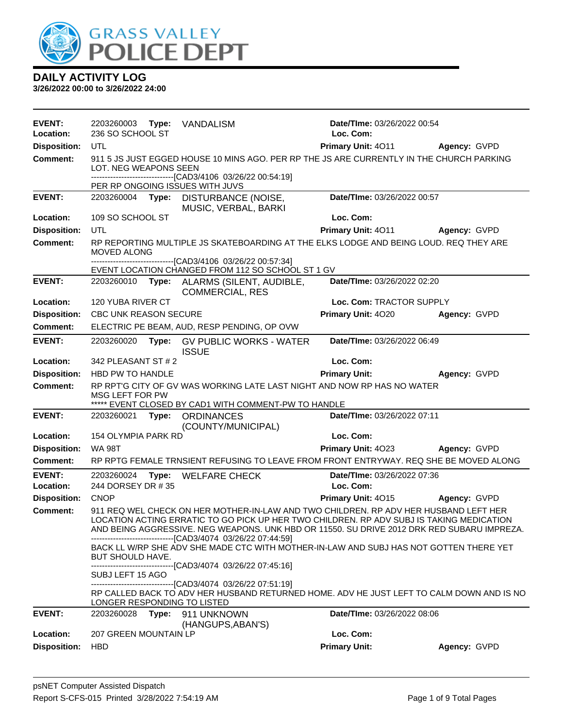# GRASS VALLEY POLICE DEPT

## DAILY ACTIVITY LOG

**3/26/2022 00:00 to 3/26/2022 24:00**

---

**EVENT:** 2203260003 **Type:** VANDALISM **Date/TIme:** 03/26/2022 00:54
**Location:** 236 SO SCHOOL ST **Loc. Com:**
**Disposition:** UTL **Primary Unit:** 4O11 **Agency:** GVPD
**Comment:** 911 5 JS JUST EGGED HOUSE 10 MINS AGO. PER RP THE JS ARE CURRENTLY IN THE CHURCH PARKING LOT. NEG WEAPONS SEEN
------------------------------[CAD3/4106 03/26/22 00:54:19]
PER RP ONGOING ISSUES WITH JUVS

---

**EVENT:** 2203260004 **Type:** DISTURBANCE (NOISE, MUSIC, VERBAL, BARKI **Date/TIme:** 03/26/2022 00:57
**Location:** 109 SO SCHOOL ST **Loc. Com:**
**Disposition:** UTL **Primary Unit:** 4O11 **Agency:** GVPD
**Comment:** RP REPORTING MULTIPLE JS SKATEBOARDING AT THE ELKS LODGE AND BEING LOUD. REQ THEY ARE MOVED ALONG
------------------------------[CAD3/4106 03/26/22 00:57:34]
EVENT LOCATION CHANGED FROM 112 SO SCHOOL ST 1 GV

---

**EVENT:** 2203260010 **Type:** ALARMS (SILENT, AUDIBLE, COMMERCIAL, RES **Date/TIme:** 03/26/2022 02:20
**Location:** 120 YUBA RIVER CT **Loc. Com:** TRACTOR SUPPLY
**Disposition:** CBC UNK REASON SECURE **Primary Unit:** 4O20 **Agency:** GVPD
**Comment:** ELECTRIC PE BEAM, AUD, RESP PENDING, OP OVW

---

**EVENT:** 2203260020 **Type:** GV PUBLIC WORKS - WATER ISSUE **Date/TIme:** 03/26/2022 06:49
**Location:** 342 PLEASANT ST # 2 **Loc. Com:**
**Disposition:** HBD PW TO HANDLE **Primary Unit:** **Agency:** GVPD
**Comment:** RP RPT'G CITY OF GV WAS WORKING LATE LAST NIGHT AND NOW RP HAS NO WATER
MSG LEFT FOR PW
***** EVENT CLOSED BY CAD1 WITH COMMENT-PW TO HANDLE

---

**EVENT:** 2203260021 **Type:** ORDINANCES (COUNTY/MUNICIPAL) **Date/TIme:** 03/26/2022 07:11
**Location:** 154 OLYMPIA PARK RD **Loc. Com:**
**Disposition:** WA 98T **Primary Unit:** 4O23 **Agency:** GVPD
**Comment:** RP RPTG FEMALE TRNSIENT REFUSING TO LEAVE FROM FRONT ENTRYWAY. REQ SHE BE MOVED ALONG

---

**EVENT:** 2203260024 **Type:** WELFARE CHECK **Date/TIme:** 03/26/2022 07:36
**Location:** 244 DORSEY DR # 35 **Loc. Com:**
**Disposition:** CNOP **Primary Unit:** 4O15 **Agency:** GVPD
**Comment:** 911 REQ WEL CHECK ON HER MOTHER-IN-LAW AND TWO CHILDREN. RP ADV HER HUSBAND LEFT HER LOCATION ACTING ERRATIC TO GO PICK UP HER TWO CHILDREN. RP ADV SUBJ IS TAKING MEDICATION AND BEING AGGRESSIVE. NEG WEAPONS. UNK HBD OR 11550. SU DRIVE 2012 DRK RED SUBARU IMPREZA.
------------------------------[CAD3/4074 03/26/22 07:44:59]
BACK LL W/RP SHE ADV SHE MADE CTC WITH MOTHER-IN-LAW AND SUBJ HAS NOT GOTTEN THERE YET BUT SHOULD HAVE.
------------------------------[CAD3/4074 03/26/22 07:45:16]
SUBJ LEFT 15 AGO
------------------------------[CAD3/4074 03/26/22 07:51:19]
RP CALLED BACK TO ADV HER HUSBAND RETURNED HOME. ADV HE JUST LEFT TO CALM DOWN AND IS NO LONGER RESPONDING TO LISTED

---

**EVENT:** 2203260028 **Type:** 911 UNKNOWN (HANGUPS,ABAN'S) **Date/TIme:** 03/26/2022 08:06
**Location:** 207 GREEN MOUNTAIN LP **Loc. Com:**
**Disposition:** HBD **Primary Unit:** **Agency:** GVPD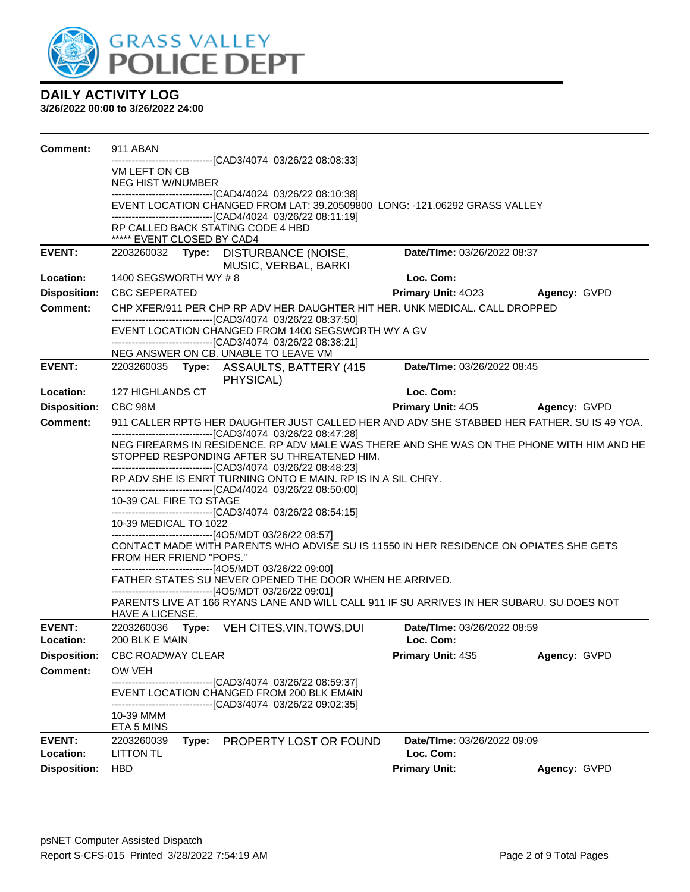# GRASS VALLEY POLICE DEPT

## DAILY ACTIVITY LOG

**3/26/2022 00:00 to 3/26/2022 24:00**

**Comment:** 911 ABAN
------------------------------[CAD3/4074 03/26/22 08:08:33]
VM LEFT ON CB
NEG HIST W/NUMBER
------------------------------[CAD4/4024 03/26/22 08:10:38]
EVENT LOCATION CHANGED FROM LAT: 39.20509800 LONG: -121.06292 GRASS VALLEY
------------------------------[CAD4/4024 03/26/22 08:11:19]
RP CALLED BACK STATING CODE 4 HBD
***** EVENT CLOSED BY CAD4

---

**EVENT:** 2203260032 **Type:** DISTURBANCE (NOISE, MUSIC, VERBAL, BARKI **Date/TIme:** 03/26/2022 08:37
**Location:** 1400 SEGSWORTH WY # 8 **Loc. Com:**
**Disposition:** CBC SEPERATED **Primary Unit:** 4O23 **Agency:** GVPD
**Comment:** CHP XFER/911 PER CHP RP ADV HER DAUGHTER HIT HER. UNK MEDICAL. CALL DROPPED
------------------------------[CAD3/4074 03/26/22 08:37:50]
EVENT LOCATION CHANGED FROM 1400 SEGSWORTH WY A GV
------------------------------[CAD3/4074 03/26/22 08:38:21]
NEG ANSWER ON CB. UNABLE TO LEAVE VM

---

**EVENT:** 2203260035 **Type:** ASSAULTS, BATTERY (415 PHYSICAL) **Date/TIme:** 03/26/2022 08:45
**Location:** 127 HIGHLANDS CT **Loc. Com:**
**Disposition:** CBC 98M **Primary Unit:** 4O5 **Agency:** GVPD
**Comment:** 911 CALLER RPTG HER DAUGHTER JUST CALLED HER AND ADV SHE STABBED HER FATHER. SU IS 49 YOA.
------------------------------[CAD3/4074 03/26/22 08:47:28]
NEG FIREARMS IN RESIDENCE. RP ADV MALE WAS THERE AND SHE WAS ON THE PHONE WITH HIM AND HE STOPPED RESPONDING AFTER SU THREATENED HIM.
------------------------------[CAD3/4074 03/26/22 08:48:23]
RP ADV SHE IS ENRT TURNING ONTO E MAIN. RP IS IN A SIL CHRY.
------------------------------[CAD4/4024 03/26/22 08:50:00]
10-39 CAL FIRE TO STAGE
------------------------------[CAD3/4074 03/26/22 08:54:15]
10-39 MEDICAL TO 1022
------------------------------[4O5/MDT 03/26/22 08:57]
CONTACT MADE WITH PARENTS WHO ADVISE SU IS 11550 IN HER RESIDENCE ON OPIATES SHE GETS FROM HER FRIEND "POPS."
------------------------------[4O5/MDT 03/26/22 09:00]
FATHER STATES SU NEVER OPENED THE DOOR WHEN HE ARRIVED.
------------------------------[4O5/MDT 03/26/22 09:01]
PARENTS LIVE AT 166 RYANS LANE AND WILL CALL 911 IF SU ARRIVES IN HER SUBARU. SU DOES NOT HAVE A LICENSE.

---

**EVENT:** 2203260036 **Type:** VEH CITES,VIN,TOWS,DUI **Date/TIme:** 03/26/2022 08:59
**Location:** 200 BLK E MAIN **Loc. Com:**
**Disposition:** CBC ROADWAY CLEAR **Primary Unit:** 4S5 **Agency:** GVPD
**Comment:** OW VEH
------------------------------[CAD3/4074 03/26/22 08:59:37]
EVENT LOCATION CHANGED FROM 200 BLK EMAIN
------------------------------[CAD3/4074 03/26/22 09:02:35]
10-39 MMM
ETA 5 MINS

---

**EVENT:** 2203260039 **Type:** PROPERTY LOST OR FOUND **Date/TIme:** 03/26/2022 09:09
**Location:** LITTON TL **Loc. Com:**
**Disposition:** HBD **Primary Unit:** **Agency:** GVPD

psNET Computer Assisted Dispatch
Report S-CFS-015 Printed 3/28/2022 7:54:19 AM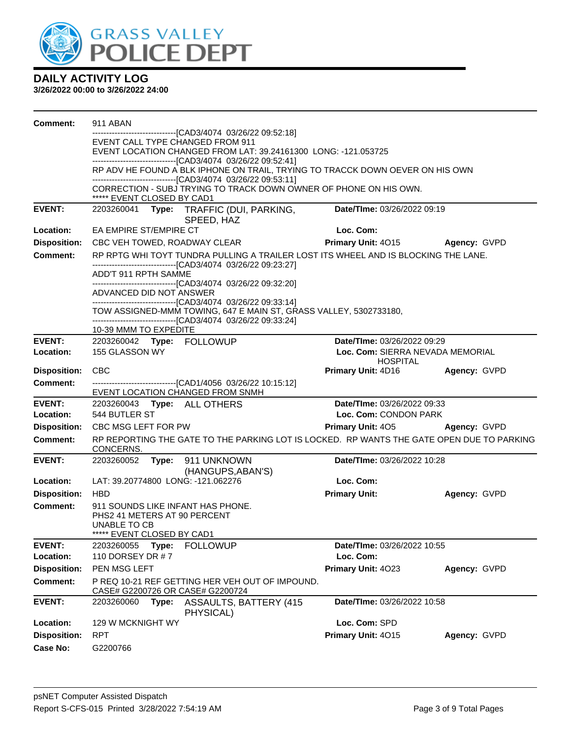# GRASS VALLEY POLICE DEPT

## DAILY ACTIVITY LOG

**3/26/2022 00:00 to 3/26/2022 24:00**

**Comment:** 911 ABAN
------------------------------[CAD3/4074 03/26/22 09:52:18]
EVENT CALL TYPE CHANGED FROM 911
EVENT LOCATION CHANGED FROM LAT: 39.24161300 LONG: -121.053725
------------------------------[CAD3/4074 03/26/22 09:52:41]
RP ADV HE FOUND A BLK IPHONE ON TRAIL, TRYING TO TRACCK DOWN OEVER ON HIS OWN
------------------------------[CAD3/4074 03/26/22 09:53:11]
CORRECTION - SUBJ TRYING TO TRACK DOWN OWNER OF PHONE ON HIS OWN.
***** EVENT CLOSED BY CAD1

---

**EVENT:** 2203260041 **Type:** TRAFFIC (DUI, PARKING, SPEED, HAZ) — **Date/TIme:** 03/26/2022 09:19
**Location:** EA EMPIRE ST/EMPIRE CT — **Loc. Com:**
**Disposition:** CBC VEH TOWED, ROADWAY CLEAR — **Primary Unit:** 4O15 — **Agency:** GVPD
**Comment:** RP RPTG WHI TOYT TUNDRA PULLING A TRAILER LOST ITS WHEEL AND IS BLOCKING THE LANE.
------------------------------[CAD3/4074 03/26/22 09:23:27]
ADD'T 911 RPTH SAMME
------------------------------[CAD3/4074 03/26/22 09:32:20]
ADVANCED DID NOT ANSWER
------------------------------[CAD3/4074 03/26/22 09:33:14]
TOW ASSIGNED-MMM TOWING, 647 E MAIN ST, GRASS VALLEY, 5302733180,
------------------------------[CAD3/4074 03/26/22 09:33:24]
10-39 MMM TO EXPEDITE

---

**EVENT:** 2203260042 **Type:** FOLLOWUP — **Date/TIme:** 03/26/2022 09:29
**Location:** 155 GLASSON WY — **Loc. Com:** SIERRA NEVADA MEMORIAL HOSPITAL
**Disposition:** CBC — **Primary Unit:** 4D16 — **Agency:** GVPD
**Comment:** ------------------------------[CAD1/4056 03/26/22 10:15:12]
EVENT LOCATION CHANGED FROM SNMH

---

**EVENT:** 2203260043 **Type:** ALL OTHERS — **Date/TIme:** 03/26/2022 09:33
**Location:** 544 BUTLER ST — **Loc. Com:** CONDON PARK
**Disposition:** CBC MSG LEFT FOR PW — **Primary Unit:** 4O5 — **Agency:** GVPD
**Comment:** RP REPORTING THE GATE TO THE PARKING LOT IS LOCKED. RP WANTS THE GATE OPEN DUE TO PARKING CONCERNS.

---

**EVENT:** 2203260052 **Type:** 911 UNKNOWN (HANGUPS,ABAN'S) — **Date/TIme:** 03/26/2022 10:28
**Location:** LAT: 39.20774800 LONG: -121.062276 — **Loc. Com:**
**Disposition:** HBD — **Primary Unit:** — **Agency:** GVPD
**Comment:** 911 SOUNDS LIKE INFANT HAS PHONE.
PHS2 41 METERS AT 90 PERCENT
UNABLE TO CB
***** EVENT CLOSED BY CAD1

---

**EVENT:** 2203260055 **Type:** FOLLOWUP — **Date/TIme:** 03/26/2022 10:55
**Location:** 110 DORSEY DR # 7 — **Loc. Com:**
**Disposition:** PEN MSG LEFT — **Primary Unit:** 4O23 — **Agency:** GVPD
**Comment:** P REQ 10-21 REF GETTING HER VEH OUT OF IMPOUND.
CASE# G2200726 OR CASE# G2200724

---

**EVENT:** 2203260060 **Type:** ASSAULTS, BATTERY (415 PHYSICAL) — **Date/TIme:** 03/26/2022 10:58
**Location:** 129 W MCKNIGHT WY — **Loc. Com:** SPD
**Disposition:** RPT — **Primary Unit:** 4O15 — **Agency:** GVPD
**Case No:** G2200766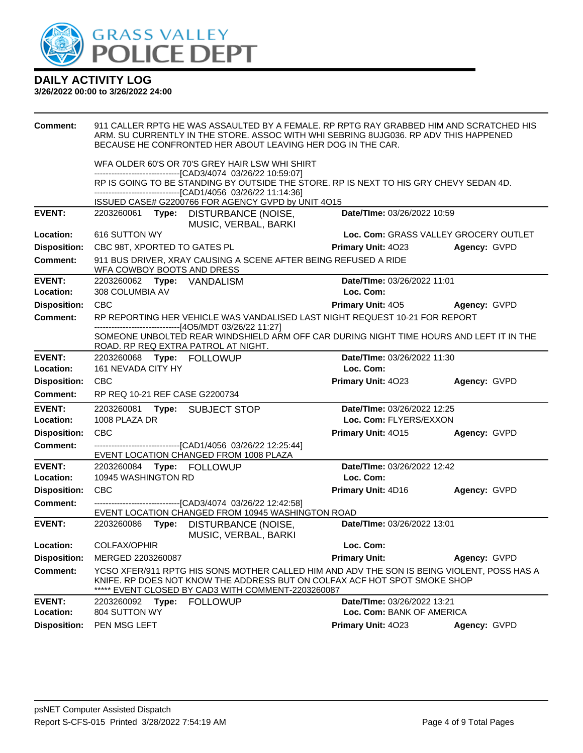# DAILY ACTIVITY LOG

**3/26/2022 00:00 to 3/26/2022 24:00**

**Comment:** 911 CALLER RPTG HE WAS ASSAULTED BY A FEMALE. RP RPTG RAY GRABBED HIM AND SCRATCHED HIS ARM. SU CURRENTLY IN THE STORE. ASSOC WITH WHI SEBRING 8UJG036. RP ADV THIS HAPPENED BECAUSE HE CONFRONTED HER ABOUT LEAVING HER DOG IN THE CAR.

WFA OLDER 60'S OR 70'S GREY HAIR LSW WHI SHIRT
------------------------------[CAD3/4074 03/26/22 10:59:07]
RP IS GOING TO BE STANDING BY OUTSIDE THE STORE. RP IS NEXT TO HIS GRY CHEVY SEDAN 4D.
------------------------------[CAD1/4056 03/26/22 11:14:36]
ISSUED CASE# G2200766 FOR AGENCY GVPD by UNIT 4O15

---

**EVENT:** 2203260061 **Type:** DISTURBANCE (NOISE, MUSIC, VERBAL, BARKI **Date/TIme:** 03/26/2022 10:59
**Location:** 616 SUTTON WY **Loc. Com:** GRASS VALLEY GROCERY OUTLET
**Disposition:** CBC 98T, XPORTED TO GATES PL **Primary Unit:** 4O23 **Agency:** GVPD
**Comment:** 911 BUS DRIVER, XRAY CAUSING A SCENE AFTER BEING REFUSED A RIDE
WFA COWBOY BOOTS AND DRESS

---

**EVENT:** 2203260062 **Type:** VANDALISM **Date/TIme:** 03/26/2022 11:01
**Location:** 308 COLUMBIA AV **Loc. Com:**
**Disposition:** CBC **Primary Unit:** 4O5 **Agency:** GVPD
**Comment:** RP REPORTING HER VEHICLE WAS VANDALISED LAST NIGHT REQUEST 10-21 FOR REPORT
------------------------------[4O5/MDT 03/26/22 11:27]
SOMEONE UNBOLTED REAR WINDSHIELD ARM OFF CAR DURING NIGHT TIME HOURS AND LEFT IT IN THE ROAD. RP REQ EXTRA PATROL AT NIGHT.

---

**EVENT:** 2203260068 **Type:** FOLLOWUP **Date/TIme:** 03/26/2022 11:30
**Location:** 161 NEVADA CITY HY **Loc. Com:**
**Disposition:** CBC **Primary Unit:** 4O23 **Agency:** GVPD
**Comment:** RP REQ 10-21 REF CASE G2200734

---

**EVENT:** 2203260081 **Type:** SUBJECT STOP **Date/TIme:** 03/26/2022 12:25
**Location:** 1008 PLAZA DR **Loc. Com:** FLYERS/EXXON
**Disposition:** CBC **Primary Unit:** 4O15 **Agency:** GVPD
**Comment:** ------------------------------[CAD1/4056 03/26/22 12:25:44]
EVENT LOCATION CHANGED FROM 1008 PLAZA

---

**EVENT:** 2203260084 **Type:** FOLLOWUP **Date/TIme:** 03/26/2022 12:42
**Location:** 10945 WASHINGTON RD **Loc. Com:**
**Disposition:** CBC **Primary Unit:** 4D16 **Agency:** GVPD
**Comment:** ------------------------------[CAD3/4074 03/26/22 12:42:58]
EVENT LOCATION CHANGED FROM 10945 WASHINGTON ROAD

---

**EVENT:** 2203260086 **Type:** DISTURBANCE (NOISE, MUSIC, VERBAL, BARKI **Date/TIme:** 03/26/2022 13:01
**Location:** COLFAX/OPHIR **Loc. Com:**
**Disposition:** MERGED 2203260087 **Primary Unit:** **Agency:** GVPD
**Comment:** YCSO XFER/911 RPTG HIS SONS MOTHER CALLED HIM AND ADV THE SON IS BEING VIOLENT, POSS HAS A KNIFE. RP DOES NOT KNOW THE ADDRESS BUT ON COLFAX ACF HOT SPOT SMOKE SHOP
***** EVENT CLOSED BY CAD3 WITH COMMENT-2203260087

---

**EVENT:** 2203260092 **Type:** FOLLOWUP **Date/TIme:** 03/26/2022 13:21
**Location:** 804 SUTTON WY **Loc. Com:** BANK OF AMERICA
**Disposition:** PEN MSG LEFT **Primary Unit:** 4O23 **Agency:** GVPD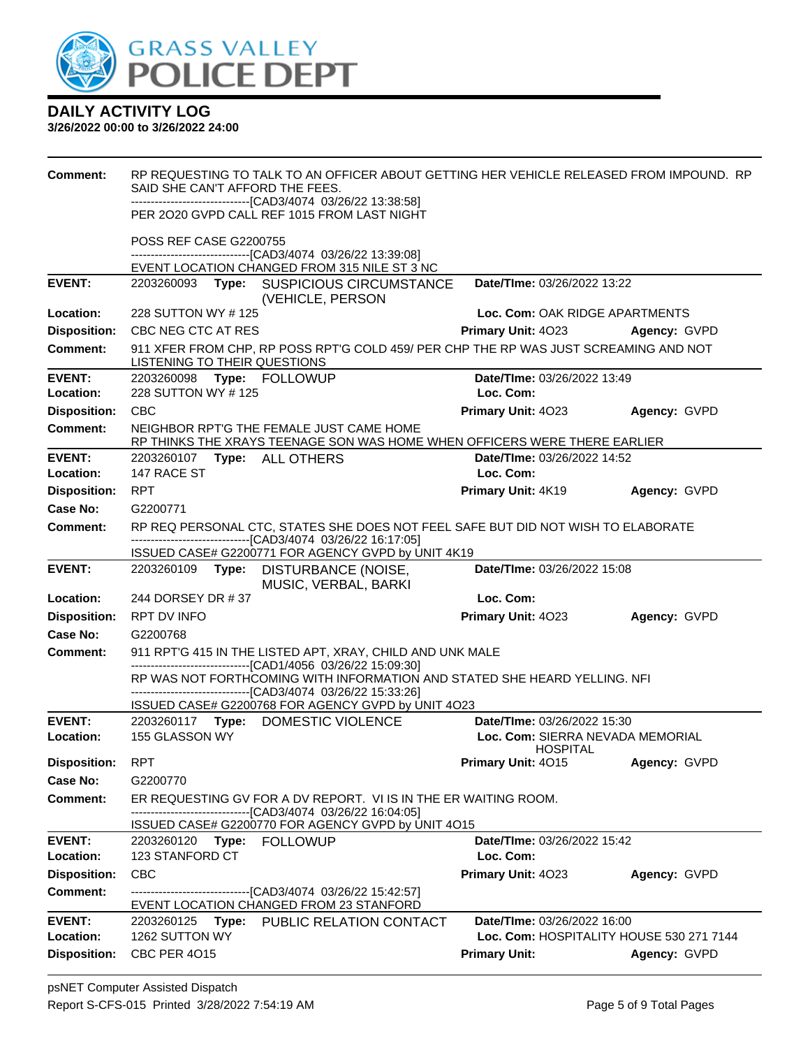# GRASS VALLEY POLICE DEPT

## DAILY ACTIVITY LOG

**3/26/2022 00:00 to 3/26/2022 24:00**

**Comment:** RP REQUESTING TO TALK TO AN OFFICER ABOUT GETTING HER VEHICLE RELEASED FROM IMPOUND. RP SAID SHE CAN'T AFFORD THE FEES.
------------------------------[CAD3/4074 03/26/22 13:38:58]
PER 2O20 GVPD CALL REF 1015 FROM LAST NIGHT

POSS REF CASE G2200755
------------------------------[CAD3/4074 03/26/22 13:39:08]
EVENT LOCATION CHANGED FROM 315 NILE ST 3 NC

---

**EVENT:** 2203260093 **Type:** SUSPICIOUS CIRCUMSTANCE (VEHICLE, PERSON | **Date/TIme:** 03/26/2022 13:22
**Location:** 228 SUTTON WY # 125 | **Loc. Com:** OAK RIDGE APARTMENTS
**Disposition:** CBC NEG CTC AT RES | **Primary Unit:** 4O23 | **Agency:** GVPD
**Comment:** 911 XFER FROM CHP, RP POSS RPT'G COLD 459/ PER CHP THE RP WAS JUST SCREAMING AND NOT LISTENING TO THEIR QUESTIONS

---

**EVENT:** 2203260098 **Type:** FOLLOWUP | **Date/TIme:** 03/26/2022 13:49
**Location:** 228 SUTTON WY # 125 | **Loc. Com:**
**Disposition:** CBC | **Primary Unit:** 4O23 | **Agency:** GVPD
**Comment:** NEIGHBOR RPT'G THE FEMALE JUST CAME HOME
RP THINKS THE XRAYS TEENAGE SON WAS HOME WHEN OFFICERS WERE THERE EARLIER

---

**EVENT:** 2203260107 **Type:** ALL OTHERS | **Date/TIme:** 03/26/2022 14:52
**Location:** 147 RACE ST | **Loc. Com:**
**Disposition:** RPT | **Primary Unit:** 4K19 | **Agency:** GVPD
**Case No:** G2200771
**Comment:** RP REQ PERSONAL CTC, STATES SHE DOES NOT FEEL SAFE BUT DID NOT WISH TO ELABORATE
------------------------------[CAD3/4074 03/26/22 16:17:05]
ISSUED CASE# G2200771 FOR AGENCY GVPD by UNIT 4K19

---

**EVENT:** 2203260109 **Type:** DISTURBANCE (NOISE, MUSIC, VERBAL, BARKI | **Date/TIme:** 03/26/2022 15:08
**Location:** 244 DORSEY DR # 37 | **Loc. Com:**
**Disposition:** RPT DV INFO | **Primary Unit:** 4O23 | **Agency:** GVPD
**Case No:** G2200768
**Comment:** 911 RPT'G 415 IN THE LISTED APT, XRAY, CHILD AND UNK MALE
------------------------------[CAD1/4056 03/26/22 15:09:30]
RP WAS NOT FORTHCOMING WITH INFORMATION AND STATED SHE HEARD YELLING. NFI
------------------------------[CAD3/4074 03/26/22 15:33:26]
ISSUED CASE# G2200768 FOR AGENCY GVPD by UNIT 4O23

---

**EVENT:** 2203260117 **Type:** DOMESTIC VIOLENCE | **Date/TIme:** 03/26/2022 15:30
**Location:** 155 GLASSON WY | **Loc. Com:** SIERRA NEVADA MEMORIAL HOSPITAL
**Disposition:** RPT | **Primary Unit:** 4O15 | **Agency:** GVPD
**Case No:** G2200770
**Comment:** ER REQUESTING GV FOR A DV REPORT. VI IS IN THE ER WAITING ROOM.
------------------------------[CAD3/4074 03/26/22 16:04:05]
ISSUED CASE# G2200770 FOR AGENCY GVPD by UNIT 4O15

---

**EVENT:** 2203260120 **Type:** FOLLOWUP | **Date/TIme:** 03/26/2022 15:42
**Location:** 123 STANFORD CT | **Loc. Com:**
**Disposition:** CBC | **Primary Unit:** 4O23 | **Agency:** GVPD
**Comment:** ------------------------------[CAD3/4074 03/26/22 15:42:57]
EVENT LOCATION CHANGED FROM 23 STANFORD

---

**EVENT:** 2203260125 **Type:** PUBLIC RELATION CONTACT | **Date/TIme:** 03/26/2022 16:00
**Location:** 1262 SUTTON WY | **Loc. Com:** HOSPITALITY HOUSE 530 271 7144
**Disposition:** CBC PER 4O15 | **Primary Unit:** | **Agency:** GVPD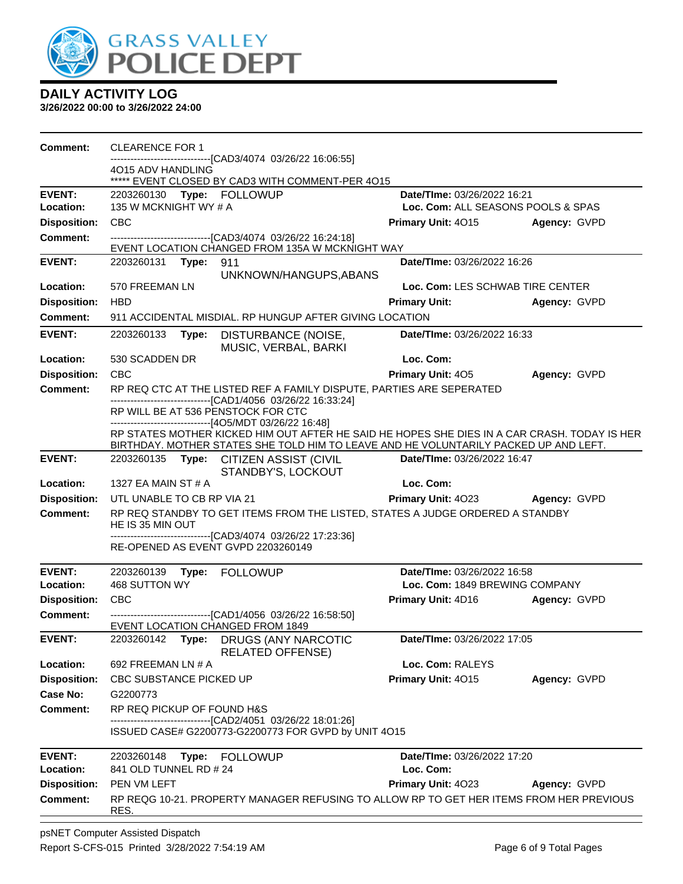# GRASS VALLEY POLICE DEPT

## DAILY ACTIVITY LOG

**3/26/2022 00:00 to 3/26/2022 24:00**

| | | | |
|---|---|---|---|
| **Comment:** | CLEARENCE FOR 1<br>------------------------------[CAD3/4074 03/26/22 16:06:55]<br>4O15 ADV HANDLING<br>***** EVENT CLOSED BY CAD3 WITH COMMENT-PER 4O15 | | |
| **EVENT:** | 2203260130 **Type:** FOLLOWUP | **Date/TIme:** 03/26/2022 16:21 | |
| **Location:** | 135 W MCKNIGHT WY # A | **Loc. Com:** ALL SEASONS POOLS & SPAS | |
| **Disposition:** | CBC | **Primary Unit:** 4O15 | **Agency:** GVPD |
| **Comment:** | ------------------------------[CAD3/4074 03/26/22 16:24:18]<br>EVENT LOCATION CHANGED FROM 135A W MCKNIGHT WAY | | |
| **EVENT:** | 2203260131 **Type:** 911 UNKNOWN/HANGUPS,ABANS | **Date/TIme:** 03/26/2022 16:26 | |
| **Location:** | 570 FREEMAN LN | **Loc. Com:** LES SCHWAB TIRE CENTER | |
| **Disposition:** | HBD | **Primary Unit:** | **Agency:** GVPD |
| **Comment:** | 911 ACCIDENTAL MISDIAL. RP HUNGUP AFTER GIVING LOCATION | | |
| **EVENT:** | 2203260133 **Type:** DISTURBANCE (NOISE, MUSIC, VERBAL, BARKI | **Date/TIme:** 03/26/2022 16:33 | |
| **Location:** | 530 SCADDEN DR | **Loc. Com:** | |
| **Disposition:** | CBC | **Primary Unit:** 4O5 | **Agency:** GVPD |
| **Comment:** | RP REQ CTC AT THE LISTED REF A FAMILY DISPUTE, PARTIES ARE SEPERATED<br>------------------------------[CAD1/4056 03/26/22 16:33:24]<br>RP WILL BE AT 536 PENSTOCK FOR CTC<br>------------------------------[4O5/MDT 03/26/22 16:48]<br>RP STATES MOTHER KICKED HIM OUT AFTER HE SAID HE HOPES SHE DIES IN A CAR CRASH. TODAY IS HER BIRTHDAY. MOTHER STATES SHE TOLD HIM TO LEAVE AND HE VOLUNTARILY PACKED UP AND LEFT. | | |
| **EVENT:** | 2203260135 **Type:** CITIZEN ASSIST (CIVIL STANDBY'S, LOCKOUT | **Date/TIme:** 03/26/2022 16:47 | |
| **Location:** | 1327 EA MAIN ST # A | **Loc. Com:** | |
| **Disposition:** | UTL UNABLE TO CB RP VIA 21 | **Primary Unit:** 4O23 | **Agency:** GVPD |
| **Comment:** | RP REQ STANDBY TO GET ITEMS FROM THE LISTED, STATES A JUDGE ORDERED A STANDBY HE IS 35 MIN OUT<br>------------------------------[CAD3/4074 03/26/22 17:23:36]<br>RE-OPENED AS EVENT GVPD 2203260149 | | |
| **EVENT:** | 2203260139 **Type:** FOLLOWUP | **Date/TIme:** 03/26/2022 16:58 | |
| **Location:** | 468 SUTTON WY | **Loc. Com:** 1849 BREWING COMPANY | |
| **Disposition:** | CBC | **Primary Unit:** 4D16 | **Agency:** GVPD |
| **Comment:** | ------------------------------[CAD1/4056 03/26/22 16:58:50]<br>EVENT LOCATION CHANGED FROM 1849 | | |
| **EVENT:** | 2203260142 **Type:** DRUGS (ANY NARCOTIC RELATED OFFENSE) | **Date/TIme:** 03/26/2022 17:05 | |
| **Location:** | 692 FREEMAN LN # A | **Loc. Com:** RALEYS | |
| **Disposition:** | CBC SUBSTANCE PICKED UP | **Primary Unit:** 4O15 | **Agency:** GVPD |
| **Case No:** | G2200773 | | |
| **Comment:** | RP REQ PICKUP OF FOUND H&S<br>------------------------------[CAD2/4051 03/26/22 18:01:26]<br>ISSUED CASE# G2200773-G2200773 FOR GVPD by UNIT 4O15 | | |
| **EVENT:** | 2203260148 **Type:** FOLLOWUP | **Date/TIme:** 03/26/2022 17:20 | |
| **Location:** | 841 OLD TUNNEL RD # 24 | **Loc. Com:** | |
| **Disposition:** | PEN VM LEFT | **Primary Unit:** 4O23 | **Agency:** GVPD |
| **Comment:** | RP REQG 10-21. PROPERTY MANAGER REFUSING TO ALLOW RP TO GET HER ITEMS FROM HER PREVIOUS RES. | | |

psNET Computer Assisted Dispatch
Report S-CFS-015 Printed 3/28/2022 7:54:19 AM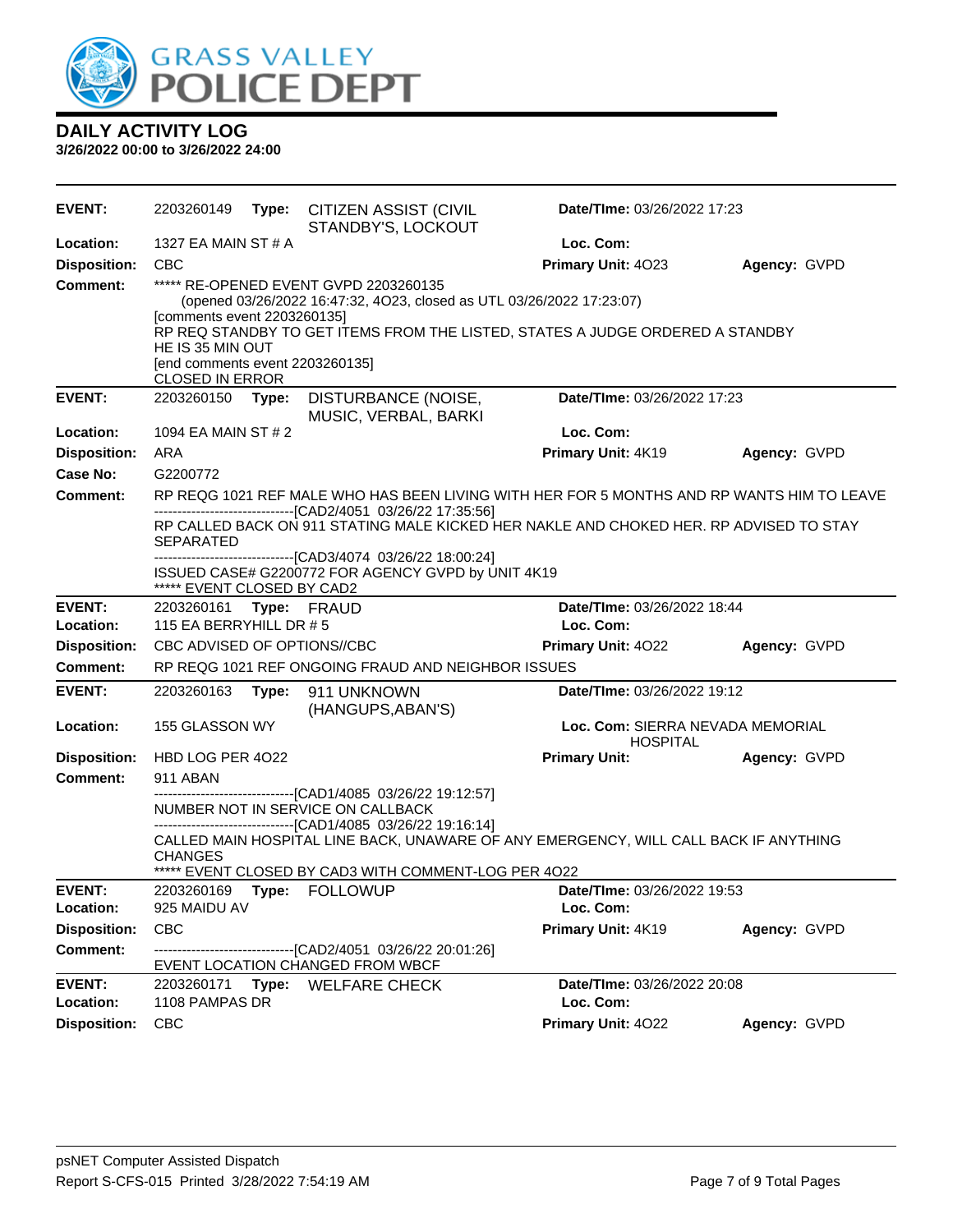# DAILY ACTIVITY LOG

**3/26/2022 00:00 to 3/26/2022 24:00**

| | | | |
|---|---|---|---|
| **EVENT:** 2203260149 **Type:** CITIZEN ASSIST (CIVIL STANDBY'S, LOCKOUT | **Date/TIme:** 03/26/2022 17:23 | | |
| **Location:** 1327 EA MAIN ST # A | **Loc. Com:** | | |
| **Disposition:** CBC | **Primary Unit:** 4O23 | **Agency:** GVPD | |

**Comment:** ***** RE-OPENED EVENT GVPD 2203260135
(opened 03/26/2022 16:47:32, 4O23, closed as UTL 03/26/2022 17:23:07)
[comments event 2203260135]
RP REQ STANDBY TO GET ITEMS FROM THE LISTED, STATES A JUDGE ORDERED A STANDBY
HE IS 35 MIN OUT
[end comments event 2203260135]
CLOSED IN ERROR

---

| | | | |
|---|---|---|---|
| **EVENT:** 2203260150 **Type:** DISTURBANCE (NOISE, MUSIC, VERBAL, BARKI | **Date/TIme:** 03/26/2022 17:23 | | |
| **Location:** 1094 EA MAIN ST # 2 | **Loc. Com:** | | |
| **Disposition:** ARA | **Primary Unit:** 4K19 | **Agency:** GVPD | |
| **Case No:** G2200772 | | | |

**Comment:** RP REQG 1021 REF MALE WHO HAS BEEN LIVING WITH HER FOR 5 MONTHS AND RP WANTS HIM TO LEAVE
------------------------------[CAD2/4051 03/26/22 17:35:56]
RP CALLED BACK ON 911 STATING MALE KICKED HER NAKLE AND CHOKED HER. RP ADVISED TO STAY SEPARATED
------------------------------[CAD3/4074 03/26/22 18:00:24]
ISSUED CASE# G2200772 FOR AGENCY GVPD by UNIT 4K19
***** EVENT CLOSED BY CAD2

---

| | | | |
|---|---|---|---|
| **EVENT:** 2203260161 **Type:** FRAUD | **Date/TIme:** 03/26/2022 18:44 | | |
| **Location:** 115 EA BERRYHILL DR # 5 | **Loc. Com:** | | |
| **Disposition:** CBC ADVISED OF OPTIONS//CBC | **Primary Unit:** 4O22 | **Agency:** GVPD | |

**Comment:** RP REQG 1021 REF ONGOING FRAUD AND NEIGHBOR ISSUES

---

| | | | |
|---|---|---|---|
| **EVENT:** 2203260163 **Type:** 911 UNKNOWN (HANGUPS,ABAN'S) | **Date/TIme:** 03/26/2022 19:12 | | |
| **Location:** 155 GLASSON WY | **Loc. Com:** SIERRA NEVADA MEMORIAL HOSPITAL | | |
| **Disposition:** HBD LOG PER 4O22 | **Primary Unit:** | **Agency:** GVPD | |

**Comment:** 911 ABAN
------------------------------[CAD1/4085 03/26/22 19:12:57]
NUMBER NOT IN SERVICE ON CALLBACK
------------------------------[CAD1/4085 03/26/22 19:16:14]
CALLED MAIN HOSPITAL LINE BACK, UNAWARE OF ANY EMERGENCY, WILL CALL BACK IF ANYTHING CHANGES
***** EVENT CLOSED BY CAD3 WITH COMMENT-LOG PER 4O22

---

| | | | |
|---|---|---|---|
| **EVENT:** 2203260169 **Type:** FOLLOWUP | **Date/TIme:** 03/26/2022 19:53 | | |
| **Location:** 925 MAIDU AV | **Loc. Com:** | | |
| **Disposition:** CBC | **Primary Unit:** 4K19 | **Agency:** GVPD | |

**Comment:** ------------------------------[CAD2/4051 03/26/22 20:01:26]
EVENT LOCATION CHANGED FROM WBCF

---

| | | | |
|---|---|---|---|
| **EVENT:** 2203260171 **Type:** WELFARE CHECK | **Date/TIme:** 03/26/2022 20:08 | | |
| **Location:** 1108 PAMPAS DR | **Loc. Com:** | | |
| **Disposition:** CBC | **Primary Unit:** 4O22 | **Agency:** GVPD | |

psNET Computer Assisted Dispatch
Report S-CFS-015 Printed 3/28/2022 7:54:19 AM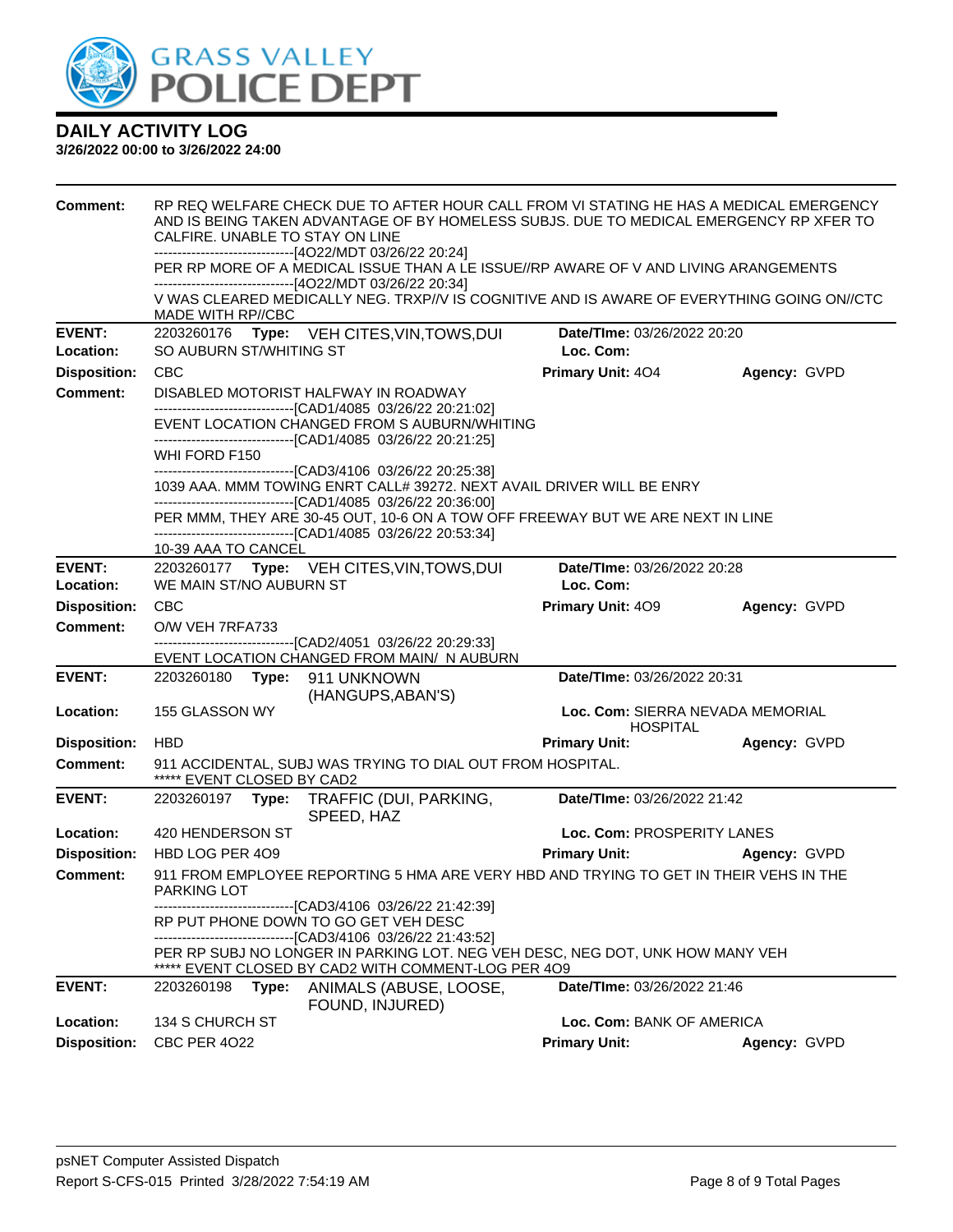# GRASS VALLEY POLICE DEPT

## DAILY ACTIVITY LOG

**3/26/2022 00:00 to 3/26/2022 24:00**

**Comment:** RP REQ WELFARE CHECK DUE TO AFTER HOUR CALL FROM VI STATING HE HAS A MEDICAL EMERGENCY AND IS BEING TAKEN ADVANTAGE OF BY HOMELESS SUBJS. DUE TO MEDICAL EMERGENCY RP XFER TO CALFIRE. UNABLE TO STAY ON LINE
------------------------------[4O22/MDT 03/26/22 20:24]
PER RP MORE OF A MEDICAL ISSUE THAN A LE ISSUE//RP AWARE OF V AND LIVING ARANGEMENTS
------------------------------[4O22/MDT 03/26/22 20:34]
V WAS CLEARED MEDICALLY NEG. TRXP//V IS COGNITIVE AND IS AWARE OF EVERYTHING GOING ON//CTC MADE WITH RP//CBC

---

**EVENT:** 2203260176 **Type:** VEH CITES,VIN,TOWS,DUI **Date/TIme:** 03/26/2022 20:20
**Location:** SO AUBURN ST/WHITING ST **Loc. Com:**
**Disposition:** CBC **Primary Unit:** 4O4 **Agency:** GVPD
**Comment:** DISABLED MOTORIST HALFWAY IN ROADWAY
------------------------------[CAD1/4085 03/26/22 20:21:02]
EVENT LOCATION CHANGED FROM S AUBURN/WHITING
------------------------------[CAD1/4085 03/26/22 20:21:25]
WHI FORD F150
------------------------------[CAD3/4106 03/26/22 20:25:38]
1039 AAA. MMM TOWING ENRT CALL# 39272. NEXT AVAIL DRIVER WILL BE ENRY
------------------------------[CAD1/4085 03/26/22 20:36:00]
PER MMM, THEY ARE 30-45 OUT, 10-6 ON A TOW OFF FREEWAY BUT WE ARE NEXT IN LINE
------------------------------[CAD1/4085 03/26/22 20:53:34]
10-39 AAA TO CANCEL

---

**EVENT:** 2203260177 **Type:** VEH CITES,VIN,TOWS,DUI **Date/TIme:** 03/26/2022 20:28
**Location:** WE MAIN ST/NO AUBURN ST **Loc. Com:**
**Disposition:** CBC **Primary Unit:** 4O9 **Agency:** GVPD
**Comment:** O/W VEH 7RFA733
------------------------------[CAD2/4051 03/26/22 20:29:33]
EVENT LOCATION CHANGED FROM MAIN/ N AUBURN

---

**EVENT:** 2203260180 **Type:** 911 UNKNOWN (HANGUPS,ABAN'S) **Date/TIme:** 03/26/2022 20:31
**Location:** 155 GLASSON WY **Loc. Com:** SIERRA NEVADA MEMORIAL HOSPITAL
**Disposition:** HBD **Primary Unit:** **Agency:** GVPD
**Comment:** 911 ACCIDENTAL, SUBJ WAS TRYING TO DIAL OUT FROM HOSPITAL.
***** EVENT CLOSED BY CAD2

---

**EVENT:** 2203260197 **Type:** TRAFFIC (DUI, PARKING, SPEED, HAZ **Date/TIme:** 03/26/2022 21:42
**Location:** 420 HENDERSON ST **Loc. Com:** PROSPERITY LANES
**Disposition:** HBD LOG PER 4O9 **Primary Unit:** **Agency:** GVPD
**Comment:** 911 FROM EMPLOYEE REPORTING 5 HMA ARE VERY HBD AND TRYING TO GET IN THEIR VEHS IN THE PARKING LOT
------------------------------[CAD3/4106 03/26/22 21:42:39]
RP PUT PHONE DOWN TO GO GET VEH DESC
------------------------------[CAD3/4106 03/26/22 21:43:52]
PER RP SUBJ NO LONGER IN PARKING LOT. NEG VEH DESC, NEG DOT, UNK HOW MANY VEH
***** EVENT CLOSED BY CAD2 WITH COMMENT-LOG PER 4O9

---

**EVENT:** 2203260198 **Type:** ANIMALS (ABUSE, LOOSE, FOUND, INJURED) **Date/TIme:** 03/26/2022 21:46
**Location:** 134 S CHURCH ST **Loc. Com:** BANK OF AMERICA
**Disposition:** CBC PER 4O22 **Primary Unit:** **Agency:** GVPD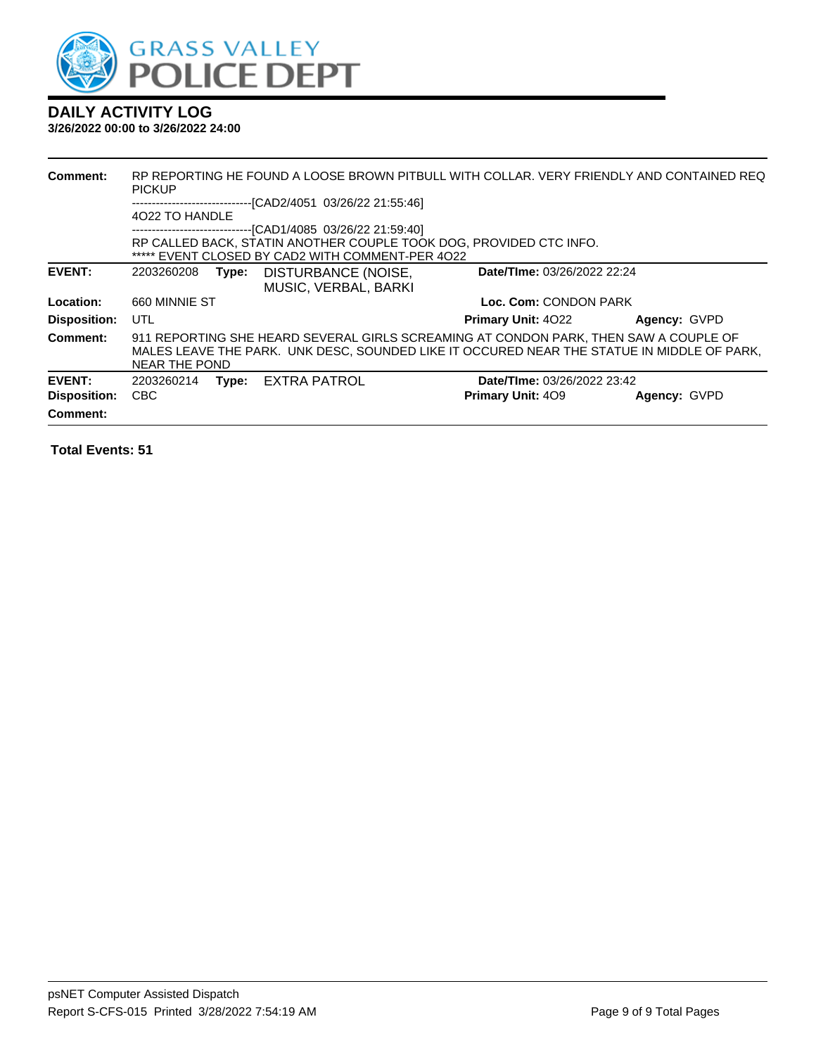# GRASS VALLEY POLICE DEPT

## DAILY ACTIVITY LOG

**3/26/2022 00:00 to 3/26/2022 24:00**

**Comment:** RP REPORTING HE FOUND A LOOSE BROWN PITBULL WITH COLLAR. VERY FRIENDLY AND CONTAINED REQ PICKUP
------------------------------[CAD2/4051 03/26/22 21:55:46]
4O22 TO HANDLE
------------------------------[CAD1/4085 03/26/22 21:59:40]
RP CALLED BACK, STATIN ANOTHER COUPLE TOOK DOG, PROVIDED CTC INFO.
***** EVENT CLOSED BY CAD2 WITH COMMENT-PER 4O22

---

**EVENT:** 2203260208 **Type:** DISTURBANCE (NOISE, MUSIC, VERBAL, BARKI **Date/TIme:** 03/26/2022 22:24
**Location:** 660 MINNIE ST **Loc. Com:** CONDON PARK
**Disposition:** UTL **Primary Unit:** 4O22 **Agency:** GVPD
**Comment:** 911 REPORTING SHE HEARD SEVERAL GIRLS SCREAMING AT CONDON PARK, THEN SAW A COUPLE OF MALES LEAVE THE PARK. UNK DESC, SOUNDED LIKE IT OCCURED NEAR THE STATUE IN MIDDLE OF PARK, NEAR THE POND

---

**EVENT:** 2203260214 **Type:** EXTRA PATROL **Date/TIme:** 03/26/2022 23:42
**Disposition:** CBC **Primary Unit:** 4O9 **Agency:** GVPD
**Comment:**

---

**Total Events: 51**

psNET Computer Assisted Dispatch
Report S-CFS-015 Printed 3/28/2022 7:54:19 AM